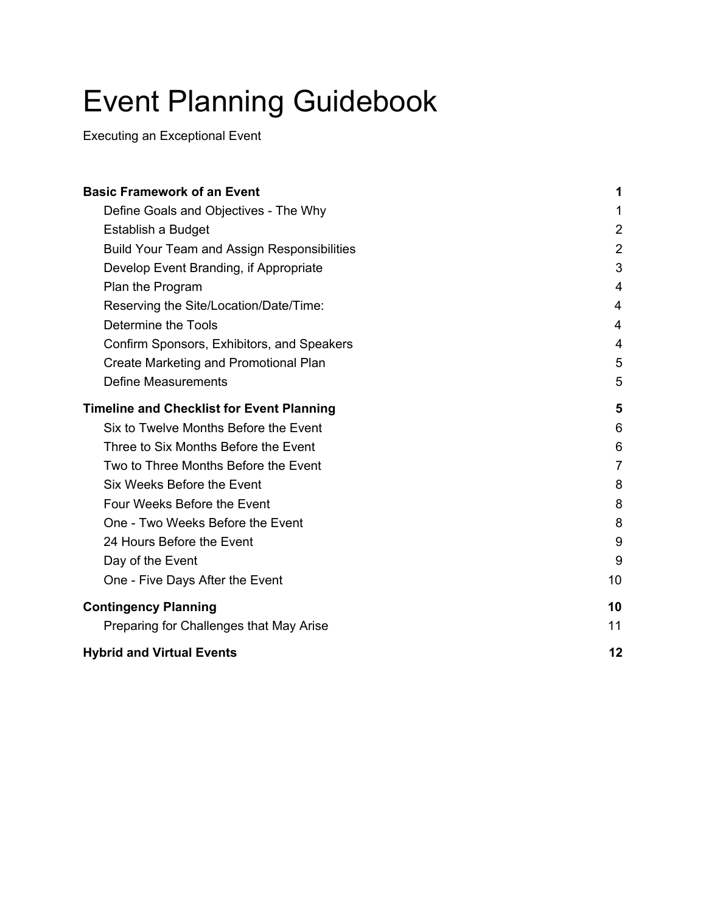# Event Planning Guidebook

Executing an Exceptional Event

| | |
|---|---|
| **Basic Framework of an Event** | **1** |
| Define Goals and Objectives - The Why | 1 |
| Establish a Budget | 2 |
| Build Your Team and Assign Responsibilities | 2 |
| Develop Event Branding, if Appropriate | 3 |
| Plan the Program | 4 |
| Reserving the Site/Location/Date/Time: | 4 |
| Determine the Tools | 4 |
| Confirm Sponsors, Exhibitors, and Speakers | 4 |
| Create Marketing and Promotional Plan | 5 |
| Define Measurements | 5 |
| **Timeline and Checklist for Event Planning** | **5** |
| Six to Twelve Months Before the Event | 6 |
| Three to Six Months Before the Event | 6 |
| Two to Three Months Before the Event | 7 |
| Six Weeks Before the Event | 8 |
| Four Weeks Before the Event | 8 |
| One - Two Weeks Before the Event | 8 |
| 24 Hours Before the Event | 9 |
| Day of the Event | 9 |
| One - Five Days After the Event | 10 |
| **Contingency Planning** | **10** |
| Preparing for Challenges that May Arise | 11 |
| **Hybrid and Virtual Events** | **12** |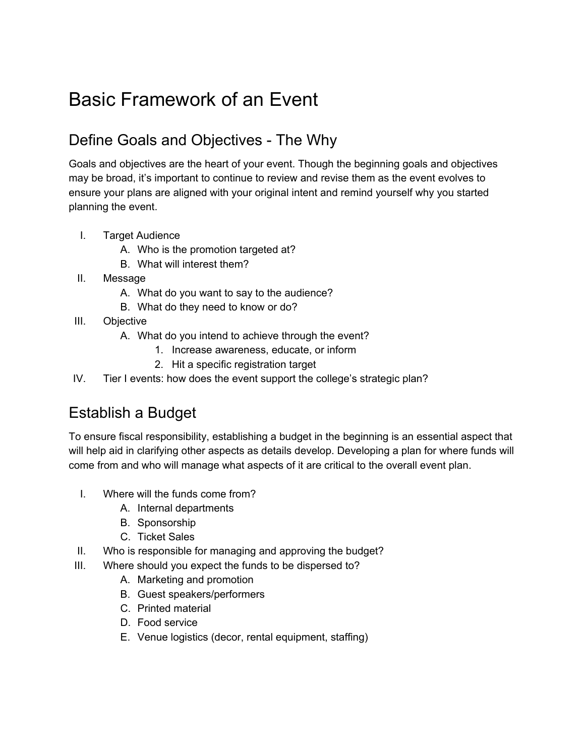# Basic Framework of an Event

## Define Goals and Objectives - The Why

Goals and objectives are the heart of your event. Though the beginning goals and objectives may be broad, it's important to continue to review and revise them as the event evolves to ensure your plans are aligned with your original intent and remind yourself why you started planning the event.

I. Target Audience
   A. Who is the promotion targeted at?
   B. What will interest them?

II. Message
   A. What do you want to say to the audience?
   B. What do they need to know or do?

III. Objective
   A. What do you intend to achieve through the event?
      1. Increase awareness, educate, or inform
      2. Hit a specific registration target

IV. Tier I events: how does the event support the college's strategic plan?

## Establish a Budget

To ensure fiscal responsibility, establishing a budget in the beginning is an essential aspect that will help aid in clarifying other aspects as details develop. Developing a plan for where funds will come from and who will manage what aspects of it are critical to the overall event plan.

I. Where will the funds come from?
   A. Internal departments
   B. Sponsorship
   C. Ticket Sales

II. Who is responsible for managing and approving the budget?

III. Where should you expect the funds to be dispersed to?
   A. Marketing and promotion
   B. Guest speakers/performers
   C. Printed material
   D. Food service
   E. Venue logistics (decor, rental equipment, staffing)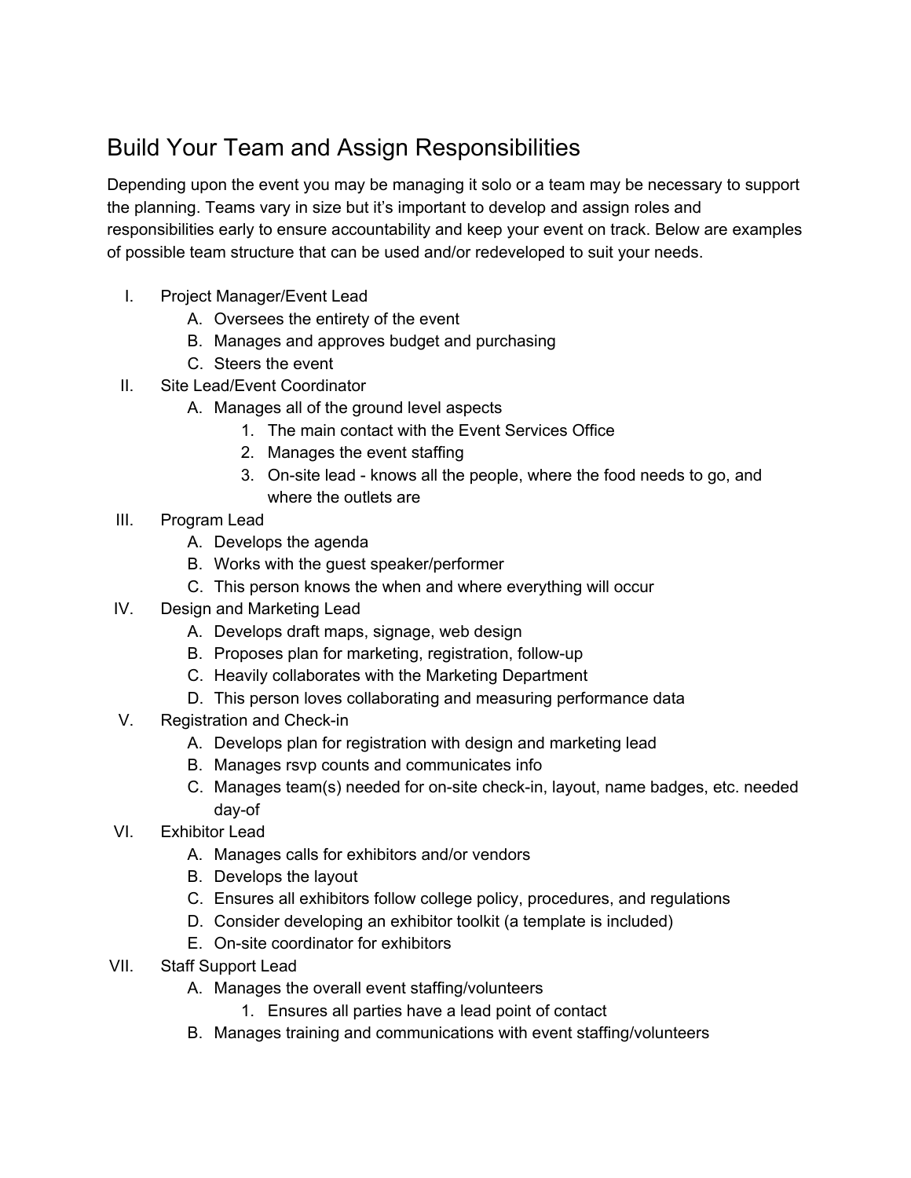## Build Your Team and Assign Responsibilities

Depending upon the event you may be managing it solo or a team may be necessary to support the planning. Teams vary in size but it's important to develop and assign roles and responsibilities early to ensure accountability and keep your event on track. Below are examples of possible team structure that can be used and/or redeveloped to suit your needs.

I. Project Manager/Event Lead
   - A. Oversees the entirety of the event
   - B. Manages and approves budget and purchasing
   - C. Steers the event

II. Site Lead/Event Coordinator
   - A. Manages all of the ground level aspects
     1. The main contact with the Event Services Office
     2. Manages the event staffing
     3. On-site lead - knows all the people, where the food needs to go, and where the outlets are

III. Program Lead
   - A. Develops the agenda
   - B. Works with the guest speaker/performer
   - C. This person knows the when and where everything will occur

IV. Design and Marketing Lead
   - A. Develops draft maps, signage, web design
   - B. Proposes plan for marketing, registration, follow-up
   - C. Heavily collaborates with the Marketing Department
   - D. This person loves collaborating and measuring performance data

V. Registration and Check-in
   - A. Develops plan for registration with design and marketing lead
   - B. Manages rsvp counts and communicates info
   - C. Manages team(s) needed for on-site check-in, layout, name badges, etc. needed day-of

VI. Exhibitor Lead
   - A. Manages calls for exhibitors and/or vendors
   - B. Develops the layout
   - C. Ensures all exhibitors follow college policy, procedures, and regulations
   - D. Consider developing an exhibitor toolkit (a template is included)
   - E. On-site coordinator for exhibitors

VII. Staff Support Lead
   - A. Manages the overall event staffing/volunteers
     1. Ensures all parties have a lead point of contact
   - B. Manages training and communications with event staffing/volunteers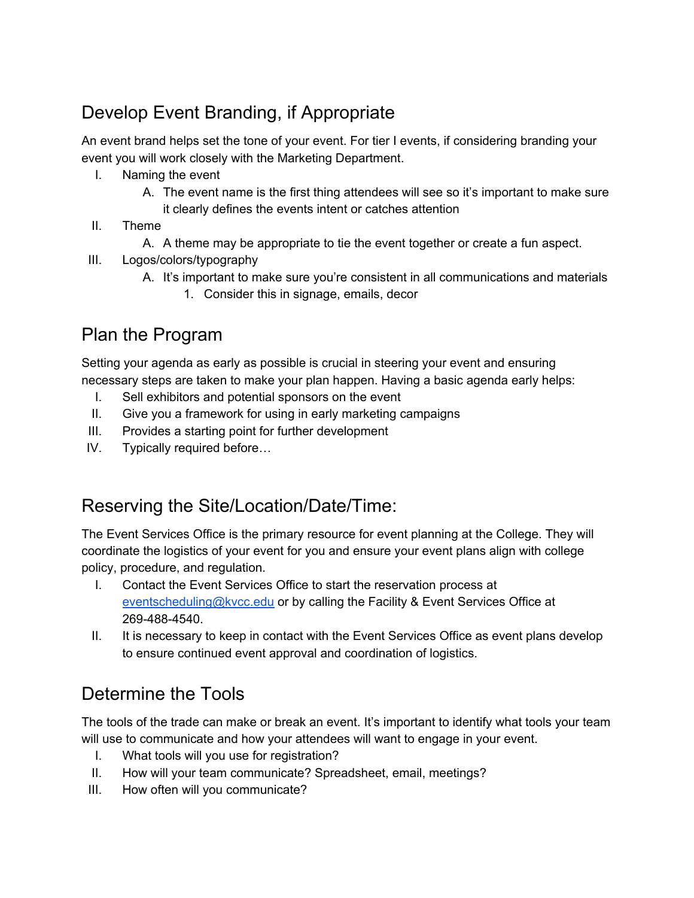## Develop Event Branding, if Appropriate

An event brand helps set the tone of your event. For tier I events, if considering branding your event you will work closely with the Marketing Department.

- I. Naming the event
  - A. The event name is the first thing attendees will see so it's important to make sure it clearly defines the events intent or catches attention
- II. Theme
  - A. A theme may be appropriate to tie the event together or create a fun aspect.
- III. Logos/colors/typography
  - A. It's important to make sure you're consistent in all communications and materials
    1. Consider this in signage, emails, decor

## Plan the Program

Setting your agenda as early as possible is crucial in steering your event and ensuring necessary steps are taken to make your plan happen. Having a basic agenda early helps:

- I. Sell exhibitors and potential sponsors on the event
- II. Give you a framework for using in early marketing campaigns
- III. Provides a starting point for further development
- IV. Typically required before…

## Reserving the Site/Location/Date/Time:

The Event Services Office is the primary resource for event planning at the College. They will coordinate the logistics of your event for you and ensure your event plans align with college policy, procedure, and regulation.

- I. Contact the Event Services Office to start the reservation process at eventscheduling@kvcc.edu or by calling the Facility & Event Services Office at 269-488-4540.
- II. It is necessary to keep in contact with the Event Services Office as event plans develop to ensure continued event approval and coordination of logistics.

## Determine the Tools

The tools of the trade can make or break an event. It's important to identify what tools your team will use to communicate and how your attendees will want to engage in your event.

- I. What tools will you use for registration?
- II. How will your team communicate? Spreadsheet, email, meetings?
- III. How often will you communicate?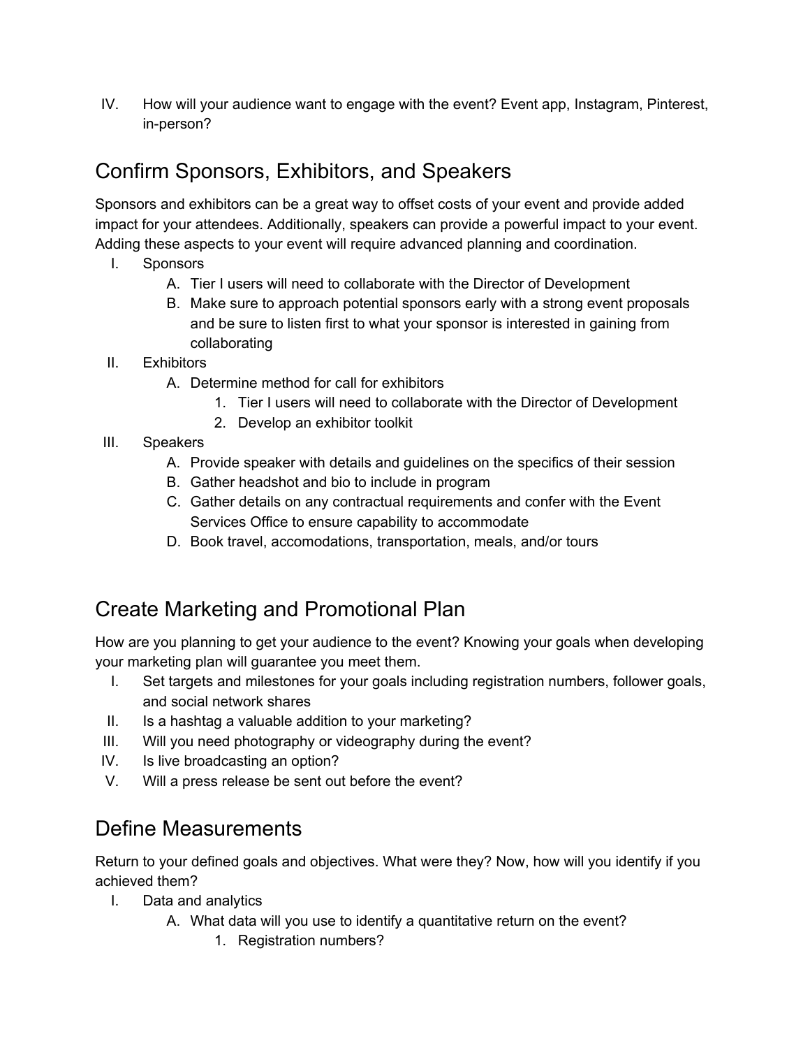IV. How will your audience want to engage with the event? Event app, Instagram, Pinterest, in-person?

## Confirm Sponsors, Exhibitors, and Speakers

Sponsors and exhibitors can be a great way to offset costs of your event and provide added impact for your attendees. Additionally, speakers can provide a powerful impact to your event. Adding these aspects to your event will require advanced planning and coordination.

I. Sponsors
   A. Tier I users will need to collaborate with the Director of Development
   B. Make sure to approach potential sponsors early with a strong event proposals and be sure to listen first to what your sponsor is interested in gaining from collaborating

II. Exhibitors
   A. Determine method for call for exhibitors
      1. Tier I users will need to collaborate with the Director of Development
      2. Develop an exhibitor toolkit

III. Speakers
   A. Provide speaker with details and guidelines on the specifics of their session
   B. Gather headshot and bio to include in program
   C. Gather details on any contractual requirements and confer with the Event Services Office to ensure capability to accommodate
   D. Book travel, accomodations, transportation, meals, and/or tours

## Create Marketing and Promotional Plan

How are you planning to get your audience to the event? Knowing your goals when developing your marketing plan will guarantee you meet them.

I. Set targets and milestones for your goals including registration numbers, follower goals, and social network shares
II. Is a hashtag a valuable addition to your marketing?
III. Will you need photography or videography during the event?
IV. Is live broadcasting an option?
V. Will a press release be sent out before the event?

## Define Measurements

Return to your defined goals and objectives. What were they? Now, how will you identify if you achieved them?

I. Data and analytics
   A. What data will you use to identify a quantitative return on the event?
      1. Registration numbers?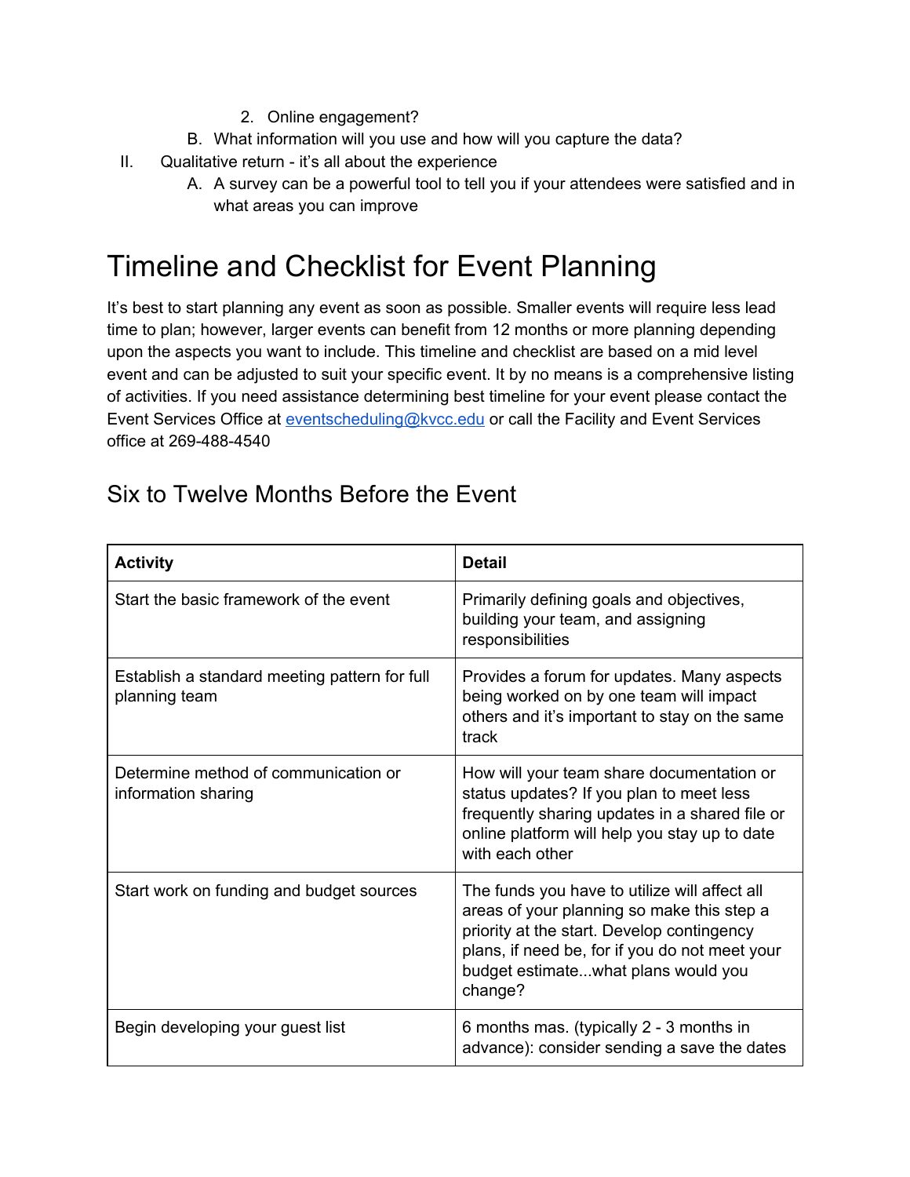2. Online engagement?

B. What information will you use and how will you capture the data?

II. Qualitative return - it's all about the experience

A. A survey can be a powerful tool to tell you if your attendees were satisfied and in what areas you can improve

# Timeline and Checklist for Event Planning

It's best to start planning any event as soon as possible. Smaller events will require less lead time to plan; however, larger events can benefit from 12 months or more planning depending upon the aspects you want to include. This timeline and checklist are based on a mid level event and can be adjusted to suit your specific event. It by no means is a comprehensive listing of activities. If you need assistance determining best timeline for your event please contact the Event Services Office at eventscheduling@kvcc.edu or call the Facility and Event Services office at 269-488-4540

## Six to Twelve Months Before the Event

| Activity | Detail |
|---|---|
| Start the basic framework of the event | Primarily defining goals and objectives, building your team, and assigning responsibilities |
| Establish a standard meeting pattern for full planning team | Provides a forum for updates. Many aspects being worked on by one team will impact others and it's important to stay on the same track |
| Determine method of communication or information sharing | How will your team share documentation or status updates? If you plan to meet less frequently sharing updates in a shared file or online platform will help you stay up to date with each other |
| Start work on funding and budget sources | The funds you have to utilize will affect all areas of your planning so make this step a priority at the start. Develop contingency plans, if need be, for if you do not meet your budget estimate...what plans would you change? |
| Begin developing your guest list | 6 months mas. (typically 2 - 3 months in advance): consider sending a save the dates |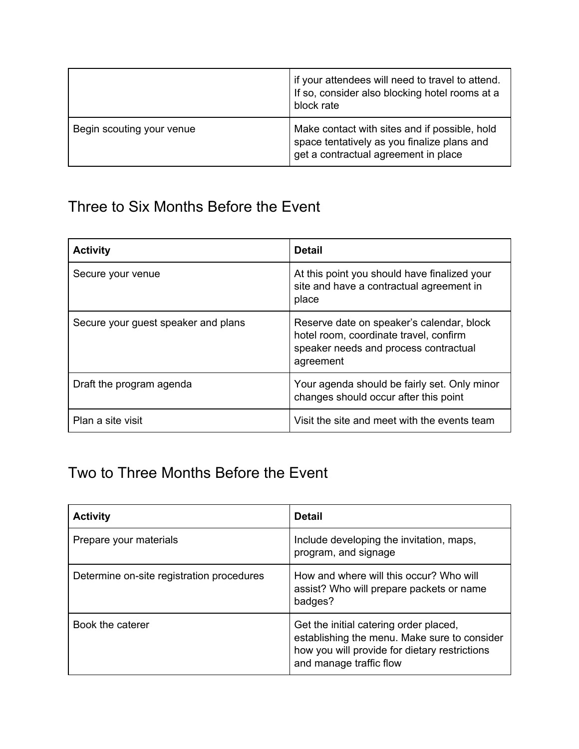| | |
|---|---|
| | if your attendees will need to travel to attend. If so, consider also blocking hotel rooms at a block rate |
| Begin scouting your venue | Make contact with sites and if possible, hold space tentatively as you finalize plans and get a contractual agreement in place |

## Three to Six Months Before the Event

| **Activity** | **Detail** |
|---|---|
| Secure your venue | At this point you should have finalized your site and have a contractual agreement in place |
| Secure your guest speaker and plans | Reserve date on speaker's calendar, block hotel room, coordinate travel, confirm speaker needs and process contractual agreement |
| Draft the program agenda | Your agenda should be fairly set. Only minor changes should occur after this point |
| Plan a site visit | Visit the site and meet with the events team |

## Two to Three Months Before the Event

| **Activity** | **Detail** |
|---|---|
| Prepare your materials | Include developing the invitation, maps, program, and signage |
| Determine on-site registration procedures | How and where will this occur? Who will assist? Who will prepare packets or name badges? |
| Book the caterer | Get the initial catering order placed, establishing the menu. Make sure to consider how you will provide for dietary restrictions and manage traffic flow |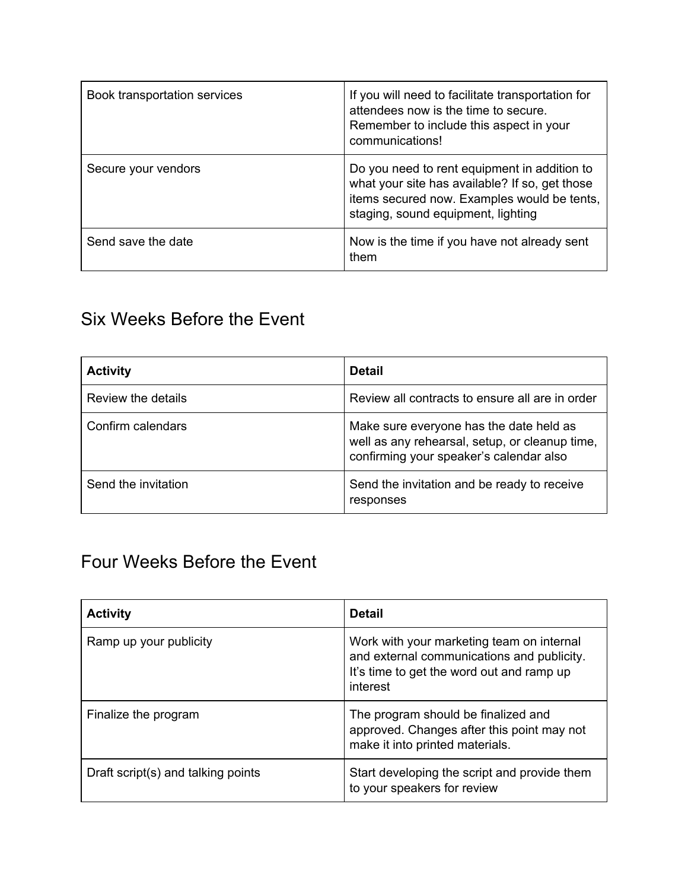| Book transportation services | If you will need to facilitate transportation for attendees now is the time to secure. Remember to include this aspect in your communications! |
|---|---|
| Secure your vendors | Do you need to rent equipment in addition to what your site has available? If so, get those items secured now. Examples would be tents, staging, sound equipment, lighting |
| Send save the date | Now is the time if you have not already sent them |

## Six Weeks Before the Event

| Activity | Detail |
|---|---|
| Review the details | Review all contracts to ensure all are in order |
| Confirm calendars | Make sure everyone has the date held as well as any rehearsal, setup, or cleanup time, confirming your speaker's calendar also |
| Send the invitation | Send the invitation and be ready to receive responses |

## Four Weeks Before the Event

| Activity | Detail |
|---|---|
| Ramp up your publicity | Work with your marketing team on internal and external communications and publicity. It's time to get the word out and ramp up interest |
| Finalize the program | The program should be finalized and approved. Changes after this point may not make it into printed materials. |
| Draft script(s) and talking points | Start developing the script and provide them to your speakers for review |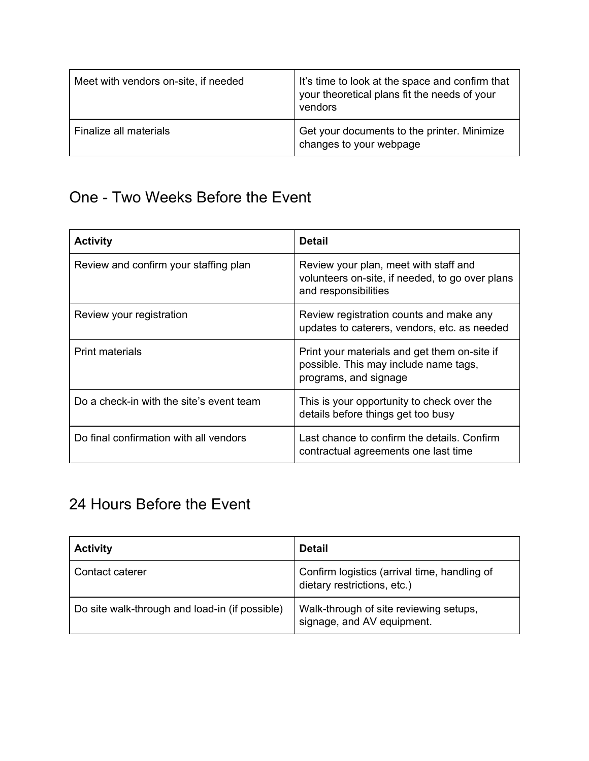| Meet with vendors on-site, if needed | It's time to look at the space and confirm that your theoretical plans fit the needs of your vendors |
| --- | --- |
| Finalize all materials | Get your documents to the printer. Minimize changes to your webpage |

## One - Two Weeks Before the Event

| Activity | Detail |
| --- | --- |
| Review and confirm your staffing plan | Review your plan, meet with staff and volunteers on-site, if needed, to go over plans and responsibilities |
| Review your registration | Review registration counts and make any updates to caterers, vendors, etc. as needed |
| Print materials | Print your materials and get them on-site if possible. This may include name tags, programs, and signage |
| Do a check-in with the site's event team | This is your opportunity to check over the details before things get too busy |
| Do final confirmation with all vendors | Last chance to confirm the details. Confirm contractual agreements one last time |

## 24 Hours Before the Event

| Activity | Detail |
| --- | --- |
| Contact caterer | Confirm logistics (arrival time, handling of dietary restrictions, etc.) |
| Do site walk-through and load-in (if possible) | Walk-through of site reviewing setups, signage, and AV equipment. |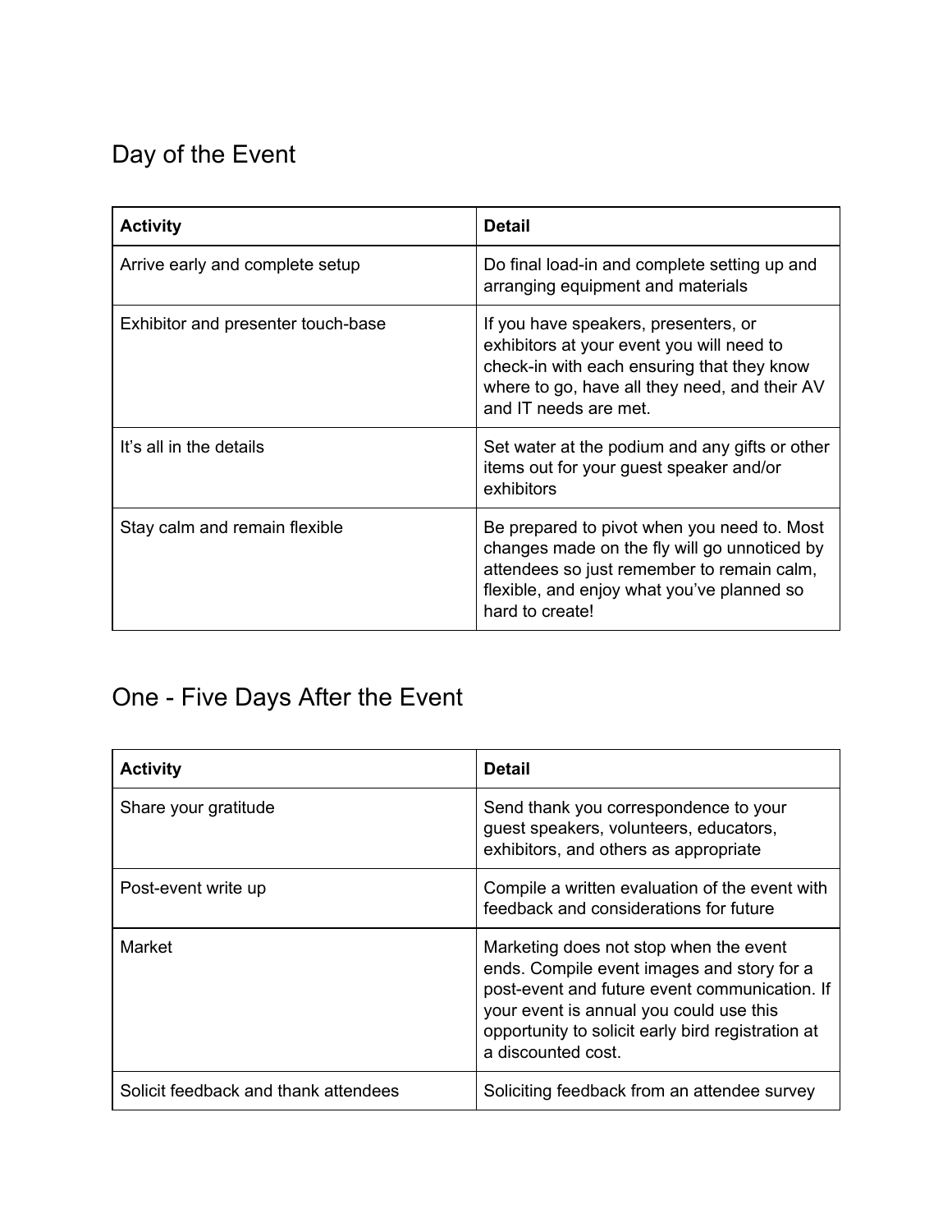## Day of the Event

| Activity | Detail |
| --- | --- |
| Arrive early and complete setup | Do final load-in and complete setting up and arranging equipment and materials |
| Exhibitor and presenter touch-base | If you have speakers, presenters, or exhibitors at your event you will need to check-in with each ensuring that they know where to go, have all they need, and their AV and IT needs are met. |
| It's all in the details | Set water at the podium and any gifts or other items out for your guest speaker and/or exhibitors |
| Stay calm and remain flexible | Be prepared to pivot when you need to. Most changes made on the fly will go unnoticed by attendees so just remember to remain calm, flexible, and enjoy what you've planned so hard to create! |

## One - Five Days After the Event

| Activity | Detail |
| --- | --- |
| Share your gratitude | Send thank you correspondence to your guest speakers, volunteers, educators, exhibitors, and others as appropriate |
| Post-event write up | Compile a written evaluation of the event with feedback and considerations for future |
| Market | Marketing does not stop when the event ends. Compile event images and story for a post-event and future event communication. If your event is annual you could use this opportunity to solicit early bird registration at a discounted cost. |
| Solicit feedback and thank attendees | Soliciting feedback from an attendee survey |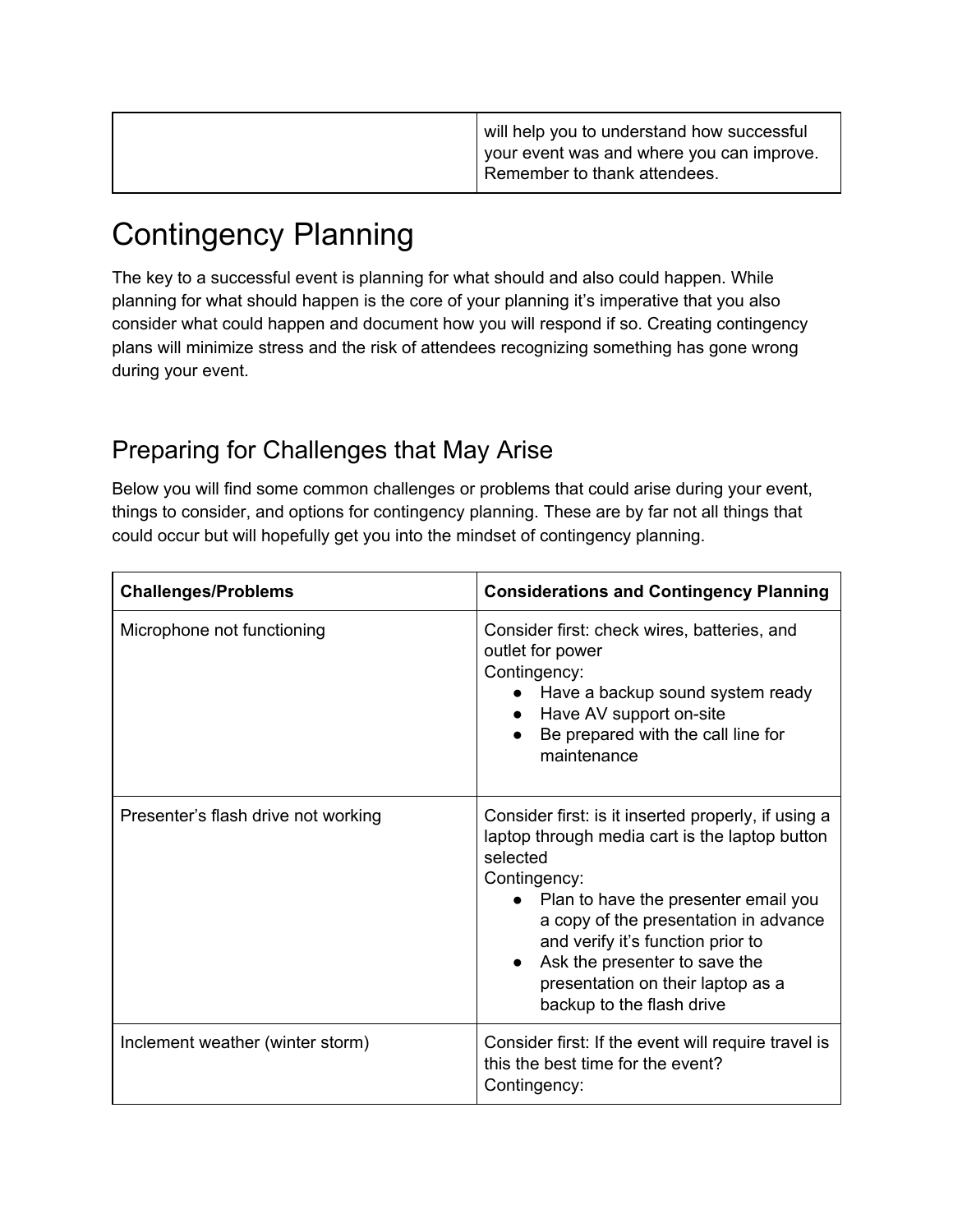| | |
|---|---|
| | will help you to understand how successful your event was and where you can improve. Remember to thank attendees. |

# Contingency Planning

The key to a successful event is planning for what should and also could happen. While planning for what should happen is the core of your planning it's imperative that you also consider what could happen and document how you will respond if so. Creating contingency plans will minimize stress and the risk of attendees recognizing something has gone wrong during your event.

## Preparing for Challenges that May Arise

Below you will find some common challenges or problems that could arise during your event, things to consider, and options for contingency planning. These are by far not all things that could occur but will hopefully get you into the mindset of contingency planning.

| Challenges/Problems | Considerations and Contingency Planning |
|---|---|
| Microphone not functioning | Consider first: check wires, batteries, and outlet for power<br>Contingency:<br>● Have a backup sound system ready<br>● Have AV support on-site<br>● Be prepared with the call line for maintenance |
| Presenter's flash drive not working | Consider first: is it inserted properly, if using a laptop through media cart is the laptop button selected<br>Contingency:<br>● Plan to have the presenter email you a copy of the presentation in advance and verify it's function prior to<br>● Ask the presenter to save the presentation on their laptop as a backup to the flash drive |
| Inclement weather (winter storm) | Consider first: If the event will require travel is this the best time for the event?<br>Contingency: |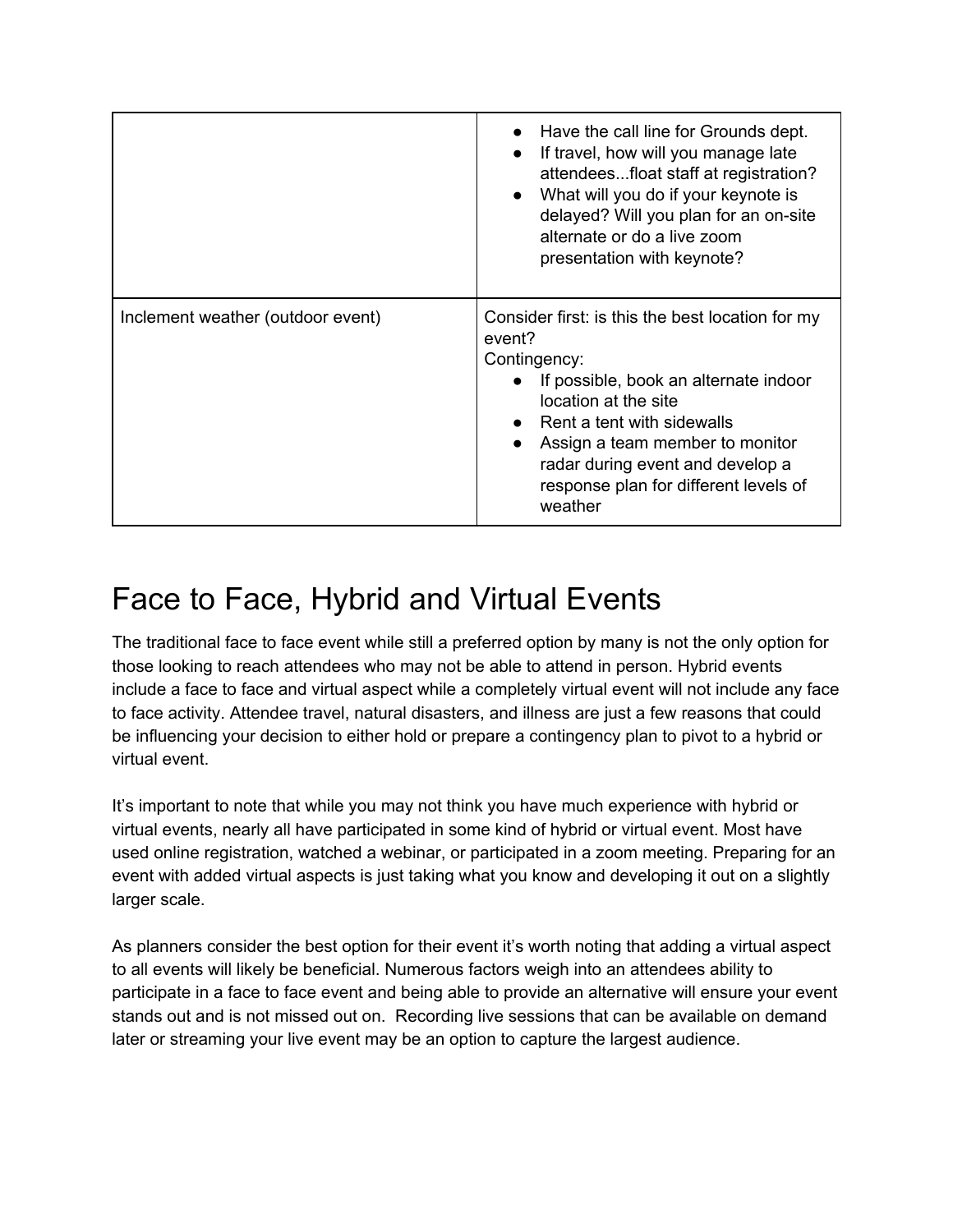| | |
|---|---|
| | • Have the call line for Grounds dept.<br>• If travel, how will you manage late attendees...float staff at registration?<br>• What will you do if your keynote is delayed? Will you plan for an on-site alternate or do a live zoom presentation with keynote? |
| Inclement weather (outdoor event) | Consider first: is this the best location for my event?<br>Contingency:<br>• If possible, book an alternate indoor location at the site<br>• Rent a tent with sidewalls<br>• Assign a team member to monitor radar during event and develop a response plan for different levels of weather |

# Face to Face, Hybrid and Virtual Events

The traditional face to face event while still a preferred option by many is not the only option for those looking to reach attendees who may not be able to attend in person. Hybrid events include a face to face and virtual aspect while a completely virtual event will not include any face to face activity. Attendee travel, natural disasters, and illness are just a few reasons that could be influencing your decision to either hold or prepare a contingency plan to pivot to a hybrid or virtual event.

It's important to note that while you may not think you have much experience with hybrid or virtual events, nearly all have participated in some kind of hybrid or virtual event. Most have used online registration, watched a webinar, or participated in a zoom meeting. Preparing for an event with added virtual aspects is just taking what you know and developing it out on a slightly larger scale.

As planners consider the best option for their event it's worth noting that adding a virtual aspect to all events will likely be beneficial. Numerous factors weigh into an attendees ability to participate in a face to face event and being able to provide an alternative will ensure your event stands out and is not missed out on. Recording live sessions that can be available on demand later or streaming your live event may be an option to capture the largest audience.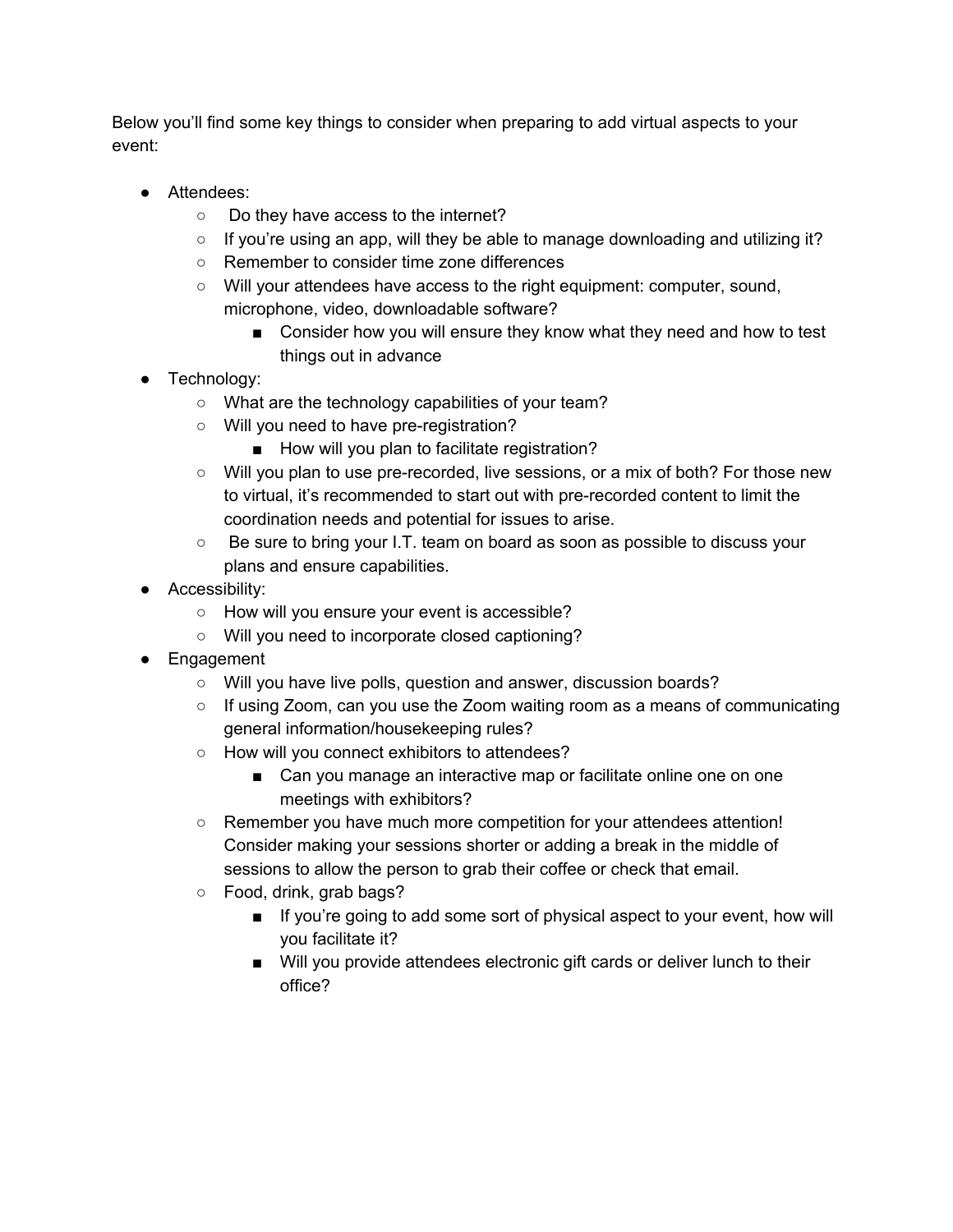Below you'll find some key things to consider when preparing to add virtual aspects to your event:

- Attendees:
  - Do they have access to the internet?
  - If you're using an app, will they be able to manage downloading and utilizing it?
  - Remember to consider time zone differences
  - Will your attendees have access to the right equipment: computer, sound, microphone, video, downloadable software?
    - Consider how you will ensure they know what they need and how to test things out in advance
- Technology:
  - What are the technology capabilities of your team?
  - Will you need to have pre-registration?
    - How will you plan to facilitate registration?
  - Will you plan to use pre-recorded, live sessions, or a mix of both? For those new to virtual, it's recommended to start out with pre-recorded content to limit the coordination needs and potential for issues to arise.
  - Be sure to bring your I.T. team on board as soon as possible to discuss your plans and ensure capabilities.
- Accessibility:
  - How will you ensure your event is accessible?
  - Will you need to incorporate closed captioning?
- Engagement
  - Will you have live polls, question and answer, discussion boards?
  - If using Zoom, can you use the Zoom waiting room as a means of communicating general information/housekeeping rules?
  - How will you connect exhibitors to attendees?
    - Can you manage an interactive map or facilitate online one on one meetings with exhibitors?
  - Remember you have much more competition for your attendees attention! Consider making your sessions shorter or adding a break in the middle of sessions to allow the person to grab their coffee or check that email.
  - Food, drink, grab bags?
    - If you're going to add some sort of physical aspect to your event, how will you facilitate it?
    - Will you provide attendees electronic gift cards or deliver lunch to their office?